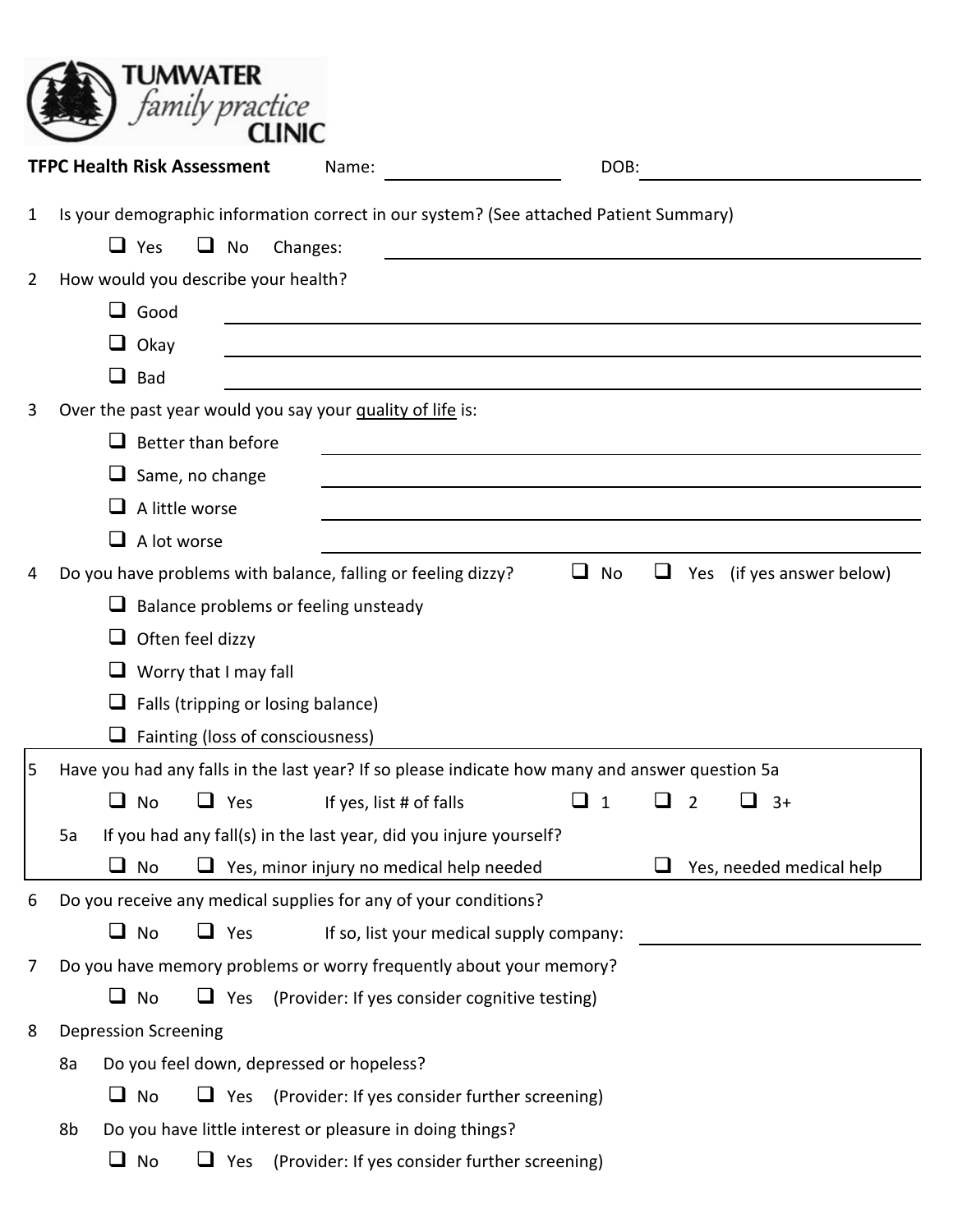**TUMWATER family practice CLINIC**

**TFPC Health Risk Assessment** Name: ____________________ DOB: ____________________

1 Is your demographic information correct in our system? (See attached Patient Summary)

- ☐ Yes ☐ No Changes: ____________________

2 How would you describe your health?

- ☐ Good ____________________
- ☐ Okay ____________________
- ☐ Bad ____________________

3 Over the past year would you say your quality of life is:

- ☐ Better than before ____________________
- ☐ Same, no change ____________________
- ☐ A little worse ____________________
- ☐ A lot worse ____________________

4 Do you have problems with balance, falling or feeling dizzy? ☐ No ☐ Yes (if yes answer below)

- ☐ Balance problems or feeling unsteady
- ☐ Often feel dizzy
- ☐ Worry that I may fall
- ☐ Falls (tripping or losing balance)
- ☐ Fainting (loss of consciousness)

5 Have you had any falls in the last year? If so please indicate how many and answer question 5a

- ☐ No ☐ Yes If yes, list # of falls ☐ 1 ☐ 2 ☐ 3+

5a If you had any fall(s) in the last year, did you injure yourself?

- ☐ No ☐ Yes, minor injury no medical help needed ☐ Yes, needed medical help

6 Do you receive any medical supplies for any of your conditions?

- ☐ No ☐ Yes If so, list your medical supply company: ____________________

7 Do you have memory problems or worry frequently about your memory?

- ☐ No ☐ Yes (Provider: If yes consider cognitive testing)

8 Depression Screening

8a Do you feel down, depressed or hopeless?

- ☐ No ☐ Yes (Provider: If yes consider further screening)

8b Do you have little interest or pleasure in doing things?

- ☐ No ☐ Yes (Provider: If yes consider further screening)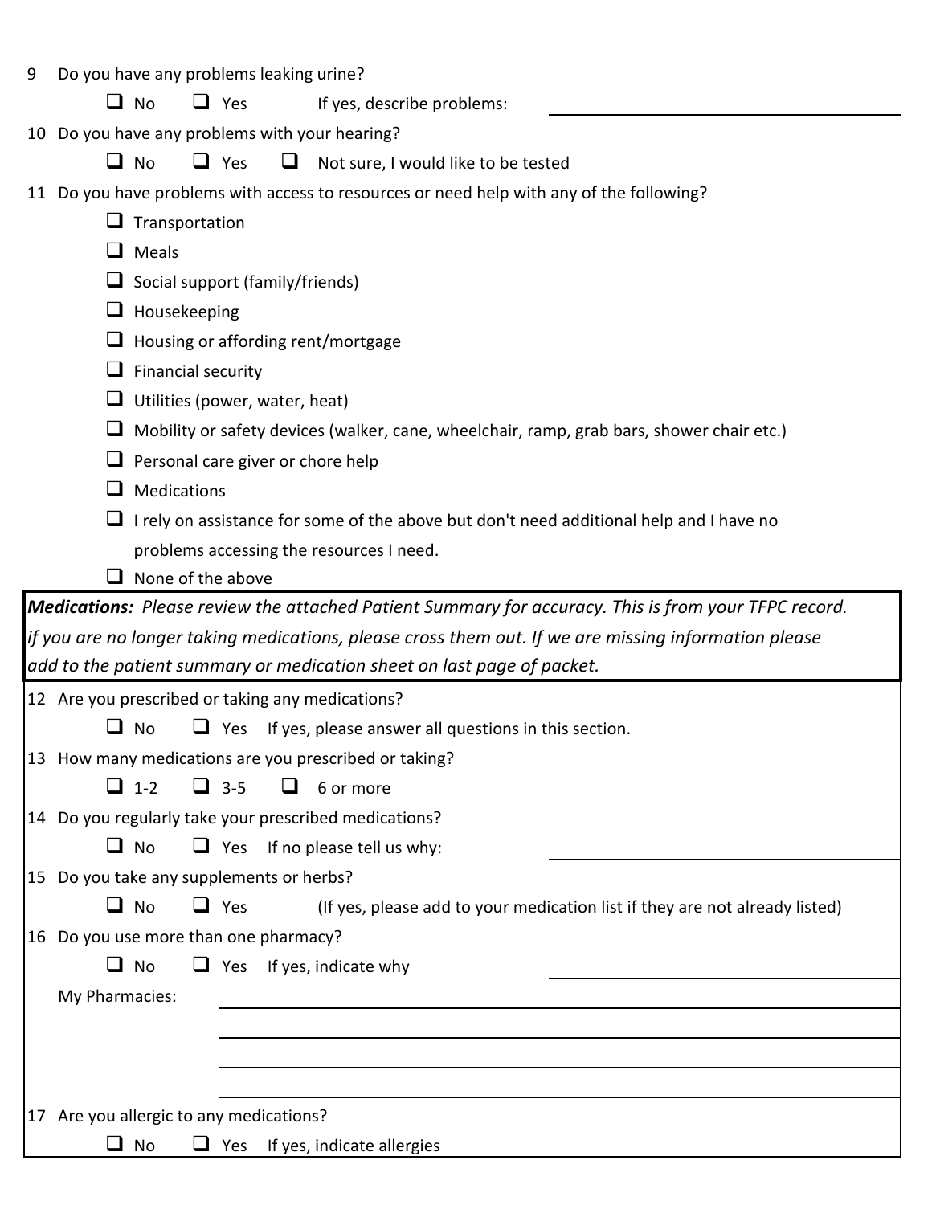9 Do you have any problems leaking urine?

☐ No ☐ Yes If yes, describe problems: ______________________________

10 Do you have any problems with your hearing?

☐ No ☐ Yes ☐ Not sure, I would like to be tested

11 Do you have problems with access to resources or need help with any of the following?

- ☐ Transportation
- ☐ Meals
- ☐ Social support (family/friends)
- ☐ Housekeeping
- ☐ Housing or affording rent/mortgage
- ☐ Financial security
- ☐ Utilities (power, water, heat)
- ☐ Mobility or safety devices (walker, cane, wheelchair, ramp, grab bars, shower chair etc.)
- ☐ Personal care giver or chore help
- ☐ Medications
- ☐ I rely on assistance for some of the above but don't need additional help and I have no problems accessing the resources I need.
- ☐ None of the above

***Medications:*** *Please review the attached Patient Summary for accuracy. This is from your TFPC record. if you are no longer taking medications, please cross them out. If we are missing information please add to the patient summary or medication sheet on last page of packet.*

12 Are you prescribed or taking any medications?

☐ No ☐ Yes If yes, please answer all questions in this section.

13 How many medications are you prescribed or taking?

☐ 1-2 ☐ 3-5 ☐ 6 or more

14 Do you regularly take your prescribed medications?

☐ No ☐ Yes If no please tell us why: ______________________________

15 Do you take any supplements or herbs?

☐ No ☐ Yes (If yes, please add to your medication list if they are not already listed)

16 Do you use more than one pharmacy?

☐ No ☐ Yes If yes, indicate why ______________________________

My Pharmacies: ______________________________

______________________________

______________________________

______________________________

17 Are you allergic to any medications?

☐ No ☐ Yes If yes, indicate allergies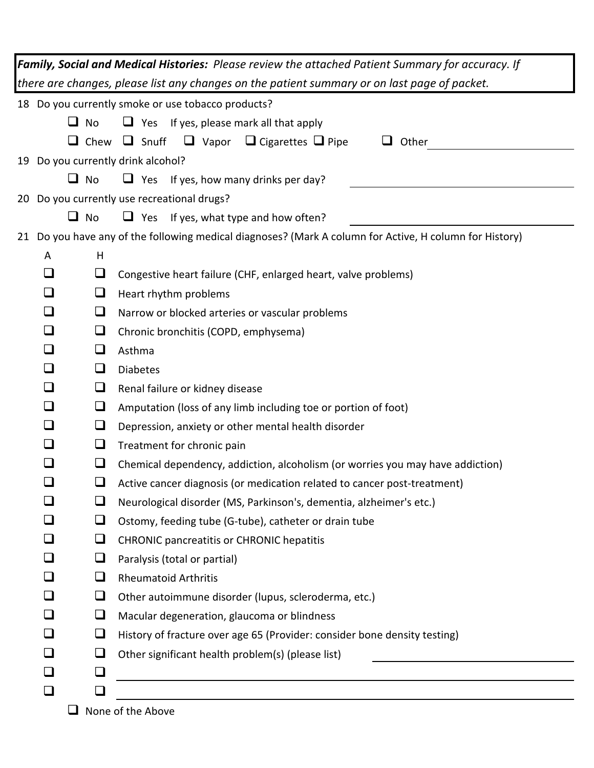***Family, Social and Medical Histories:** Please review the attached Patient Summary for accuracy. If there are changes, please list any changes on the patient summary or on last page of packet.*

18 Do you currently smoke or use tobacco products?

- [ ] No  - [ ] Yes  If yes, please mark all that apply

- [ ] Chew  - [ ] Snuff  - [ ] Vapor  - [ ] Cigarettes  - [ ] Pipe  - [ ] Other ______________________

19 Do you currently drink alcohol?

- [ ] No  - [ ] Yes  If yes, how many drinks per day? ______________________

20 Do you currently use recreational drugs?

- [ ] No  - [ ] Yes  If yes, what type and how often? ______________________

21 Do you have any of the following medical diagnoses? (Mark A column for Active, H column for History)

| A | H | |
|---|---|---|
| ☐ | ☐ | Congestive heart failure (CHF, enlarged heart, valve problems) |
| ☐ | ☐ | Heart rhythm problems |
| ☐ | ☐ | Narrow or blocked arteries or vascular problems |
| ☐ | ☐ | Chronic bronchitis (COPD, emphysema) |
| ☐ | ☐ | Asthma |
| ☐ | ☐ | Diabetes |
| ☐ | ☐ | Renal failure or kidney disease |
| ☐ | ☐ | Amputation (loss of any limb including toe or portion of foot) |
| ☐ | ☐ | Depression, anxiety or other mental health disorder |
| ☐ | ☐ | Treatment for chronic pain |
| ☐ | ☐ | Chemical dependency, addiction, alcoholism (or worries you may have addiction) |
| ☐ | ☐ | Active cancer diagnosis (or medication related to cancer post-treatment) |
| ☐ | ☐ | Neurological disorder (MS, Parkinson's, dementia, alzheimer's etc.) |
| ☐ | ☐ | Ostomy, feeding tube (G-tube), catheter or drain tube |
| ☐ | ☐ | CHRONIC pancreatitis or CHRONIC hepatitis |
| ☐ | ☐ | Paralysis (total or partial) |
| ☐ | ☐ | Rheumatoid Arthritis |
| ☐ | ☐ | Other autoimmune disorder (lupus, scleroderma, etc.) |
| ☐ | ☐ | Macular degeneration, glaucoma or blindness |
| ☐ | ☐ | History of fracture over age 65 (Provider: consider bone density testing) |
| ☐ | ☐ | Other significant health problem(s) (please list) ______________________ |
| ☐ | ☐ | ______________________ |
| ☐ | ☐ | ______________________ |

- [ ] None of the Above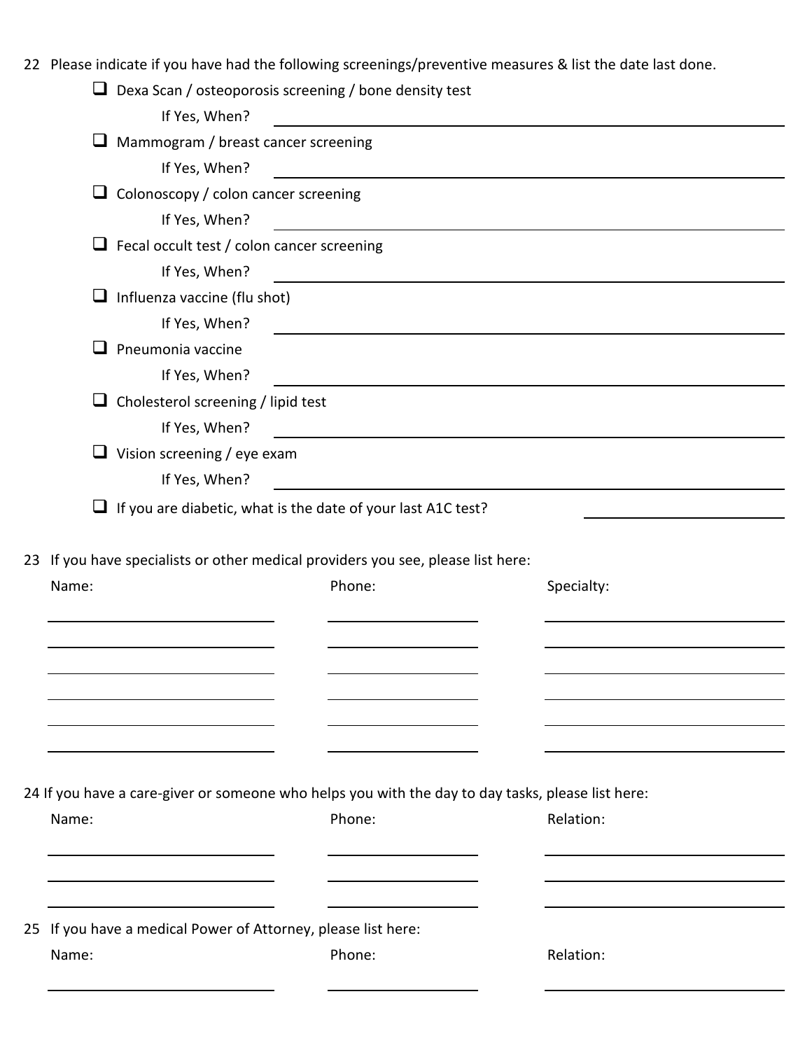22 Please indicate if you have had the following screenings/preventive measures & list the date last done.

- ☐ Dexa Scan / osteoporosis screening / bone density test
  - If Yes, When? ______________________________
- ☐ Mammogram / breast cancer screening
  - If Yes, When? ______________________________
- ☐ Colonoscopy / colon cancer screening
  - If Yes, When? ______________________________
- ☐ Fecal occult test / colon cancer screening
  - If Yes, When? ______________________________
- ☐ Influenza vaccine (flu shot)
  - If Yes, When? ______________________________
- ☐ Pneumonia vaccine
  - If Yes, When? ______________________________
- ☐ Cholesterol screening / lipid test
  - If Yes, When? ______________________________
- ☐ Vision screening / eye exam
  - If Yes, When? ______________________________
- ☐ If you are diabetic, what is the date of your last A1C test? ______________

23 If you have specialists or other medical providers you see, please list here:

| Name: | Phone: | Specialty: |
|---|---|---|
| | | |
| | | |
| | | |
| | | |
| | | |
| | | |

24 If you have a care-giver or someone who helps you with the day to day tasks, please list here:

| Name: | Phone: | Relation: |
|---|---|---|
| | | |
| | | |
| | | |

25 If you have a medical Power of Attorney, please list here:

| Name: | Phone: | Relation: |
|---|---|---|
| | | |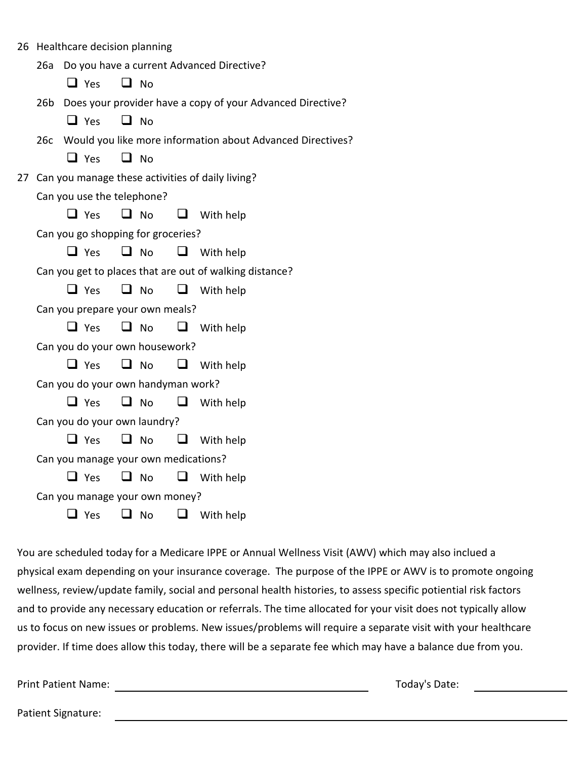26 Healthcare decision planning

26a Do you have a current Advanced Directive?

- ☐ Yes ☐ No

26b Does your provider have a copy of your Advanced Directive?

- ☐ Yes ☐ No

26c Would you like more information about Advanced Directives?

- ☐ Yes ☐ No

27 Can you manage these activities of daily living?

Can you use the telephone?

- ☐ Yes ☐ No ☐ With help

Can you go shopping for groceries?

- ☐ Yes ☐ No ☐ With help

Can you get to places that are out of walking distance?

- ☐ Yes ☐ No ☐ With help

Can you prepare your own meals?

- ☐ Yes ☐ No ☐ With help

Can you do your own housework?

- ☐ Yes ☐ No ☐ With help

Can you do your own handyman work?

- ☐ Yes ☐ No ☐ With help

Can you do your own laundry?

- ☐ Yes ☐ No ☐ With help

Can you manage your own medications?

- ☐ Yes ☐ No ☐ With help

Can you manage your own money?

- ☐ Yes ☐ No ☐ With help

You are scheduled today for a Medicare IPPE or Annual Wellness Visit (AWV) which may also inclued a physical exam depending on your insurance coverage. The purpose of the IPPE or AWV is to promote ongoing wellness, review/update family, social and personal health histories, to assess specific potiential risk factors and to provide any necessary education or referrals. The time allocated for your visit does not typically allow us to focus on new issues or problems. New issues/problems will require a separate visit with your healthcare provider. If time does allow this today, there will be a separate fee which may have a balance due from you.

Print Patient Name: ______________________________ Today's Date: ____________

Patient Signature: ______________________________________________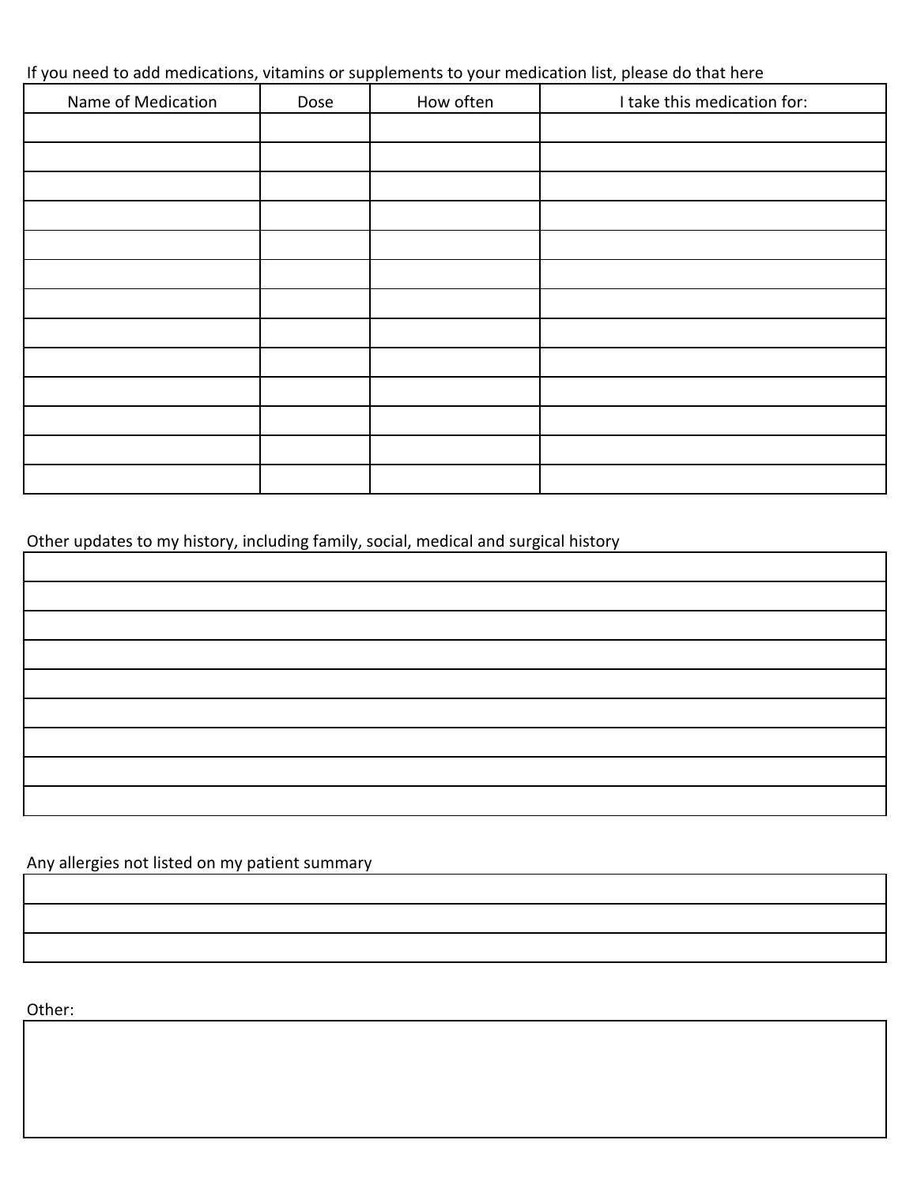If you need to add medications, vitamins or supplements to your medication list, please do that here

| Name of Medication | Dose | How often | I take this medication for: |
|---|---|---|---|
| | | | |
| | | | |
| | | | |
| | | | |
| | | | |
| | | | |
| | | | |
| | | | |
| | | | |
| | | | |
| | | | |
| | | | |
| | | | |

Other updates to my history, including family, social, medical and surgical history

| |
|---|
| |
| |
| |
| |
| |
| |
| |
| |

Any allergies not listed on my patient summary

| |
|---|
| |
| |

Other:

| |
|---|
| |